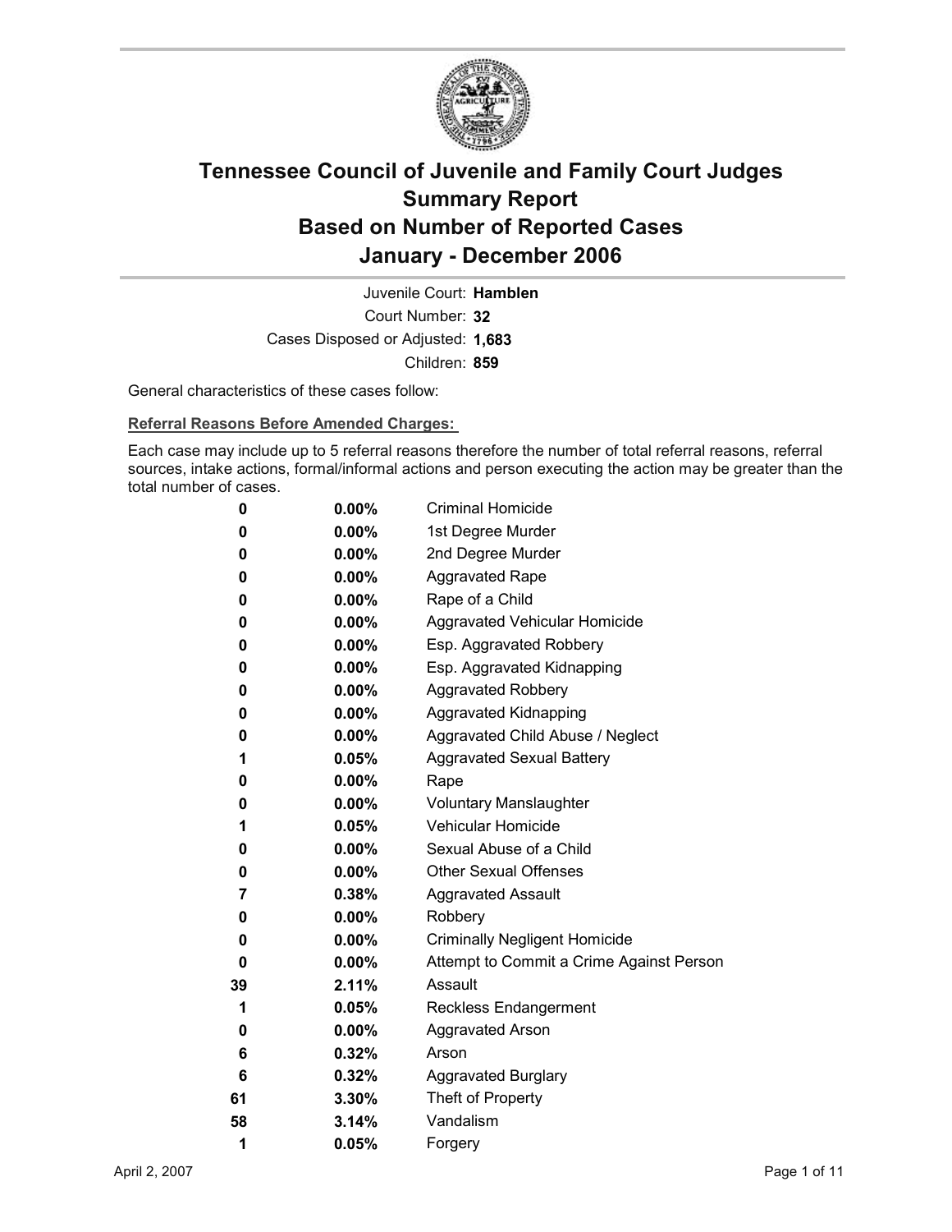# Tennessee Council of Juvenile and Family Court Judges
# Summary Report
# Based on Number of Reported Cases
# January - December 2006

Juvenile Court: **Hamblen**

Court Number: **32**

Cases Disposed or Adjusted: **1,683**

Children: **859**

General characteristics of these cases follow:

**Referral Reasons Before Amended Charges:**

Each case may include up to 5 referral reasons therefore the number of total referral reasons, referral sources, intake actions, formal/informal actions and person executing the action may be greater than the total number of cases.

| | | |
|---|---|---|
| 0 | 0.00% | Criminal Homicide |
| 0 | 0.00% | 1st Degree Murder |
| 0 | 0.00% | 2nd Degree Murder |
| 0 | 0.00% | Aggravated Rape |
| 0 | 0.00% | Rape of a Child |
| 0 | 0.00% | Aggravated Vehicular Homicide |
| 0 | 0.00% | Esp. Aggravated Robbery |
| 0 | 0.00% | Esp. Aggravated Kidnapping |
| 0 | 0.00% | Aggravated Robbery |
| 0 | 0.00% | Aggravated Kidnapping |
| 0 | 0.00% | Aggravated Child Abuse / Neglect |
| 1 | 0.05% | Aggravated Sexual Battery |
| 0 | 0.00% | Rape |
| 0 | 0.00% | Voluntary Manslaughter |
| 1 | 0.05% | Vehicular Homicide |
| 0 | 0.00% | Sexual Abuse of a Child |
| 0 | 0.00% | Other Sexual Offenses |
| 7 | 0.38% | Aggravated Assault |
| 0 | 0.00% | Robbery |
| 0 | 0.00% | Criminally Negligent Homicide |
| 0 | 0.00% | Attempt to Commit a Crime Against Person |
| 39 | 2.11% | Assault |
| 1 | 0.05% | Reckless Endangerment |
| 0 | 0.00% | Aggravated Arson |
| 6 | 0.32% | Arson |
| 6 | 0.32% | Aggravated Burglary |
| 61 | 3.30% | Theft of Property |
| 58 | 3.14% | Vandalism |
| 1 | 0.05% | Forgery |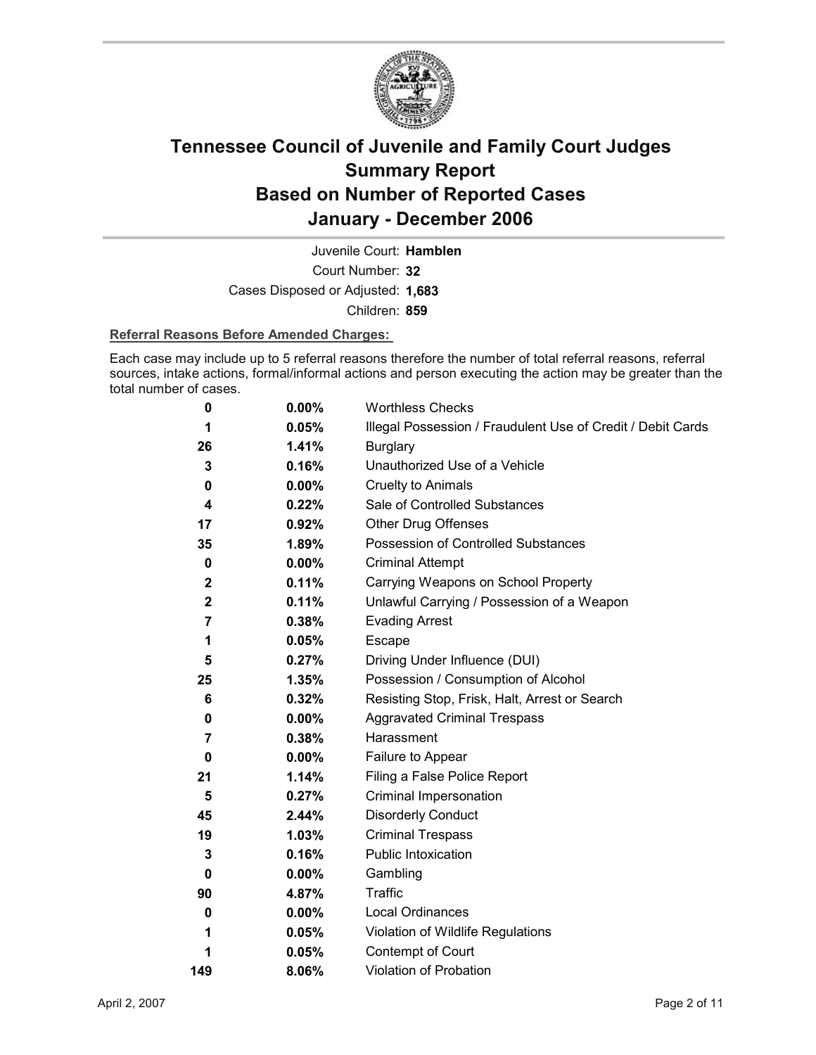# Tennessee Council of Juvenile and Family Court Judges
# Summary Report
# Based on Number of Reported Cases
# January - December 2006

Juvenile Court: **Hamblen**

Court Number: **32**

Cases Disposed or Adjusted: **1,683**

Children: **859**

**Referral Reasons Before Amended Charges:**

Each case may include up to 5 referral reasons therefore the number of total referral reasons, referral sources, intake actions, formal/informal actions and person executing the action may be greater than the total number of cases.

| Count | Percent | Referral Reason |
|---|---|---|
| 0 | 0.00% | Worthless Checks |
| 1 | 0.05% | Illegal Possession / Fraudulent Use of Credit / Debit Cards |
| 26 | 1.41% | Burglary |
| 3 | 0.16% | Unauthorized Use of a Vehicle |
| 0 | 0.00% | Cruelty to Animals |
| 4 | 0.22% | Sale of Controlled Substances |
| 17 | 0.92% | Other Drug Offenses |
| 35 | 1.89% | Possession of Controlled Substances |
| 0 | 0.00% | Criminal Attempt |
| 2 | 0.11% | Carrying Weapons on School Property |
| 2 | 0.11% | Unlawful Carrying / Possession of a Weapon |
| 7 | 0.38% | Evading Arrest |
| 1 | 0.05% | Escape |
| 5 | 0.27% | Driving Under Influence (DUI) |
| 25 | 1.35% | Possession / Consumption of Alcohol |
| 6 | 0.32% | Resisting Stop, Frisk, Halt, Arrest or Search |
| 0 | 0.00% | Aggravated Criminal Trespass |
| 7 | 0.38% | Harassment |
| 0 | 0.00% | Failure to Appear |
| 21 | 1.14% | Filing a False Police Report |
| 5 | 0.27% | Criminal Impersonation |
| 45 | 2.44% | Disorderly Conduct |
| 19 | 1.03% | Criminal Trespass |
| 3 | 0.16% | Public Intoxication |
| 0 | 0.00% | Gambling |
| 90 | 4.87% | Traffic |
| 0 | 0.00% | Local Ordinances |
| 1 | 0.05% | Violation of Wildlife Regulations |
| 1 | 0.05% | Contempt of Court |
| 149 | 8.06% | Violation of Probation |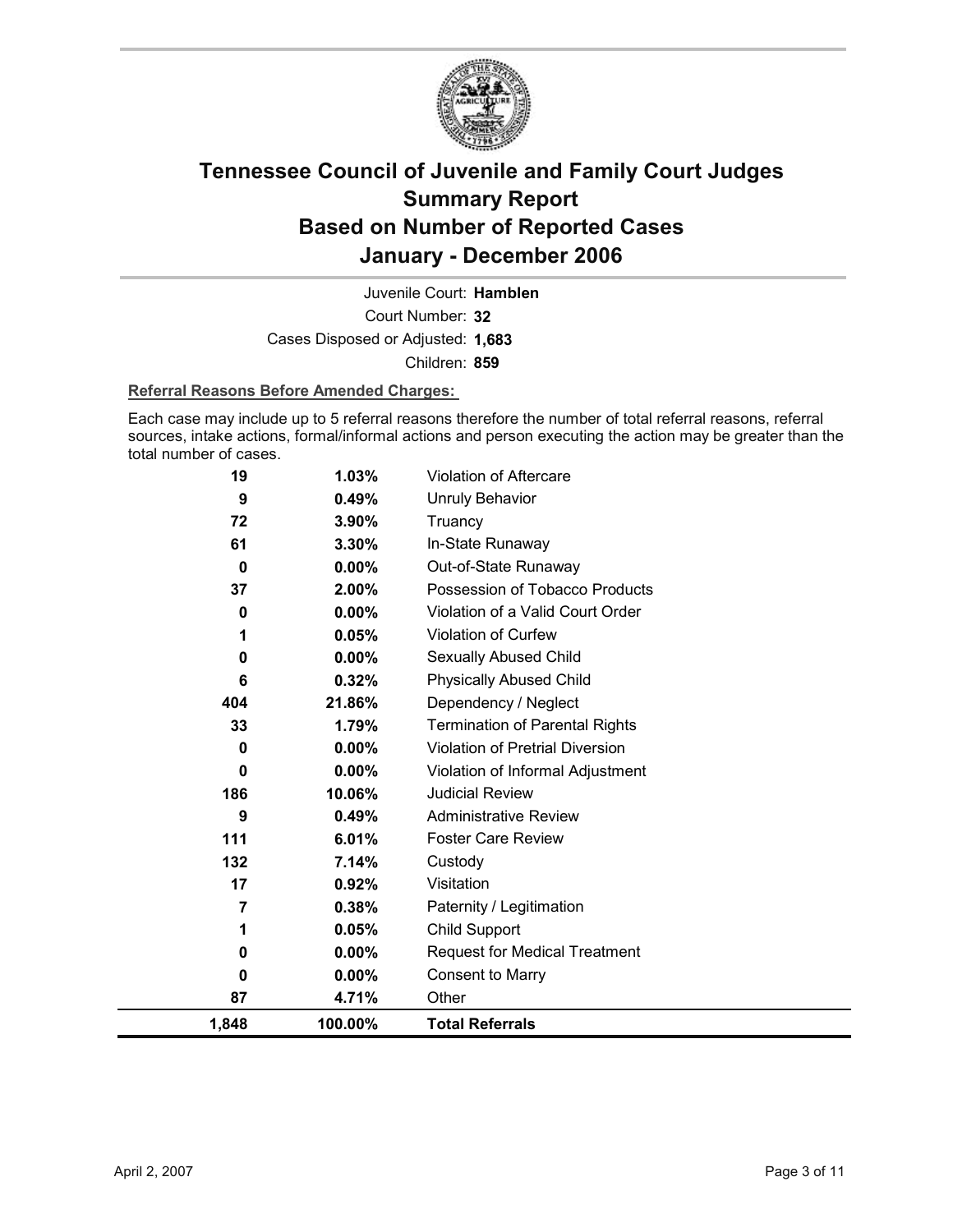# Tennessee Council of Juvenile and Family Court Judges
# Summary Report
# Based on Number of Reported Cases
# January - December 2006

Juvenile Court: **Hamblen**

Court Number: **32**

Cases Disposed or Adjusted: **1,683**

Children: **859**

**Referral Reasons Before Amended Charges:**

Each case may include up to 5 referral reasons therefore the number of total referral reasons, referral sources, intake actions, formal/informal actions and person executing the action may be greater than the total number of cases.

| | | |
|---|---|---|
| 19 | 1.03% | Violation of Aftercare |
| 9 | 0.49% | Unruly Behavior |
| 72 | 3.90% | Truancy |
| 61 | 3.30% | In-State Runaway |
| 0 | 0.00% | Out-of-State Runaway |
| 37 | 2.00% | Possession of Tobacco Products |
| 0 | 0.00% | Violation of a Valid Court Order |
| 1 | 0.05% | Violation of Curfew |
| 0 | 0.00% | Sexually Abused Child |
| 6 | 0.32% | Physically Abused Child |
| 404 | 21.86% | Dependency / Neglect |
| 33 | 1.79% | Termination of Parental Rights |
| 0 | 0.00% | Violation of Pretrial Diversion |
| 0 | 0.00% | Violation of Informal Adjustment |
| 186 | 10.06% | Judicial Review |
| 9 | 0.49% | Administrative Review |
| 111 | 6.01% | Foster Care Review |
| 132 | 7.14% | Custody |
| 17 | 0.92% | Visitation |
| 7 | 0.38% | Paternity / Legitimation |
| 1 | 0.05% | Child Support |
| 0 | 0.00% | Request for Medical Treatment |
| 0 | 0.00% | Consent to Marry |
| 87 | 4.71% | Other |
| **1,848** | **100.00%** | **Total Referrals** |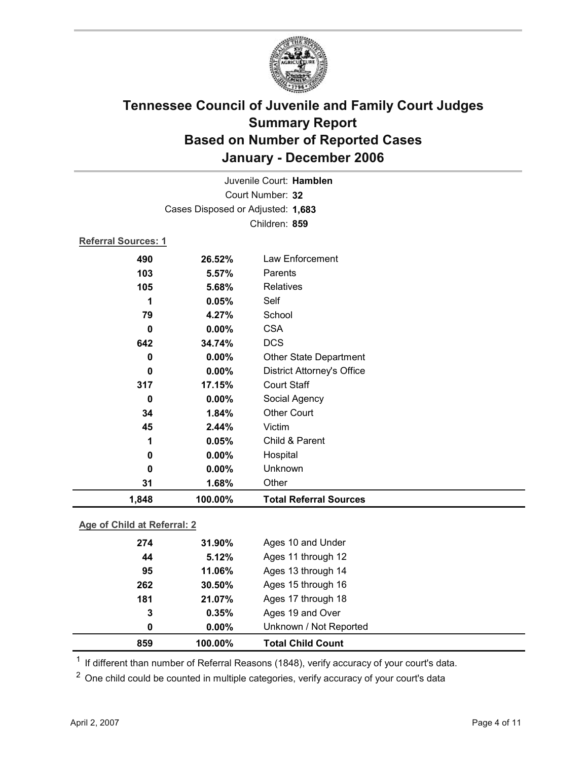# Tennessee Council of Juvenile and Family Court Judges
## Summary Report
## Based on Number of Reported Cases
## January - December 2006

Juvenile Court: **Hamblen**
Court Number: **32**
Cases Disposed or Adjusted: **1,683**
Children: **859**

**Referral Sources: 1**

| | | |
|---|---|---|
| 490 | 26.52% | Law Enforcement |
| 103 | 5.57% | Parents |
| 105 | 5.68% | Relatives |
| 1 | 0.05% | Self |
| 79 | 4.27% | School |
| 0 | 0.00% | CSA |
| 642 | 34.74% | DCS |
| 0 | 0.00% | Other State Department |
| 0 | 0.00% | District Attorney's Office |
| 317 | 17.15% | Court Staff |
| 0 | 0.00% | Social Agency |
| 34 | 1.84% | Other Court |
| 45 | 2.44% | Victim |
| 1 | 0.05% | Child & Parent |
| 0 | 0.00% | Hospital |
| 0 | 0.00% | Unknown |
| 31 | 1.68% | Other |
| **1,848** | **100.00%** | **Total Referral Sources** |

**Age of Child at Referral: 2**

| | | |
|---|---|---|
| 274 | 31.90% | Ages 10 and Under |
| 44 | 5.12% | Ages 11 through 12 |
| 95 | 11.06% | Ages 13 through 14 |
| 262 | 30.50% | Ages 15 through 16 |
| 181 | 21.07% | Ages 17 through 18 |
| 3 | 0.35% | Ages 19 and Over |
| 0 | 0.00% | Unknown / Not Reported |
| **859** | **100.00%** | **Total Child Count** |

[1] If different than number of Referral Reasons (1848), verify accuracy of your court's data.

[2] One child could be counted in multiple categories, verify accuracy of your court's data

April 2, 2007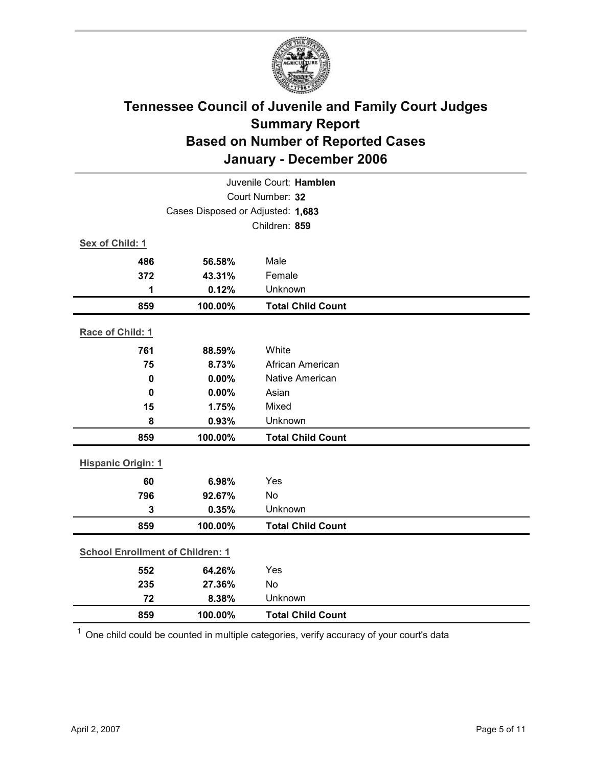# Tennessee Council of Juvenile and Family Court Judges
## Summary Report
## Based on Number of Reported Cases
## January - December 2006

Juvenile Court: **Hamblen**

Court Number: **32**

Cases Disposed or Adjusted: **1,683**

Children: **859**

**Sex of Child: 1**

| Count | Percent | Category |
|---|---|---|
| 486 | 56.58% | Male |
| 372 | 43.31% | Female |
| 1 | 0.12% | Unknown |
| **859** | **100.00%** | **Total Child Count** |

**Race of Child: 1**

| Count | Percent | Category |
|---|---|---|
| 761 | 88.59% | White |
| 75 | 8.73% | African American |
| 0 | 0.00% | Native American |
| 0 | 0.00% | Asian |
| 15 | 1.75% | Mixed |
| 8 | 0.93% | Unknown |
| **859** | **100.00%** | **Total Child Count** |

**Hispanic Origin: 1**

| Count | Percent | Category |
|---|---|---|
| 60 | 6.98% | Yes |
| 796 | 92.67% | No |
| 3 | 0.35% | Unknown |
| **859** | **100.00%** | **Total Child Count** |

**School Enrollment of Children: 1**

| Count | Percent | Category |
|---|---|---|
| 552 | 64.26% | Yes |
| 235 | 27.36% | No |
| 72 | 8.38% | Unknown |
| **859** | **100.00%** | **Total Child Count** |

[1] One child could be counted in multiple categories, verify accuracy of your court's data

April 2, 2007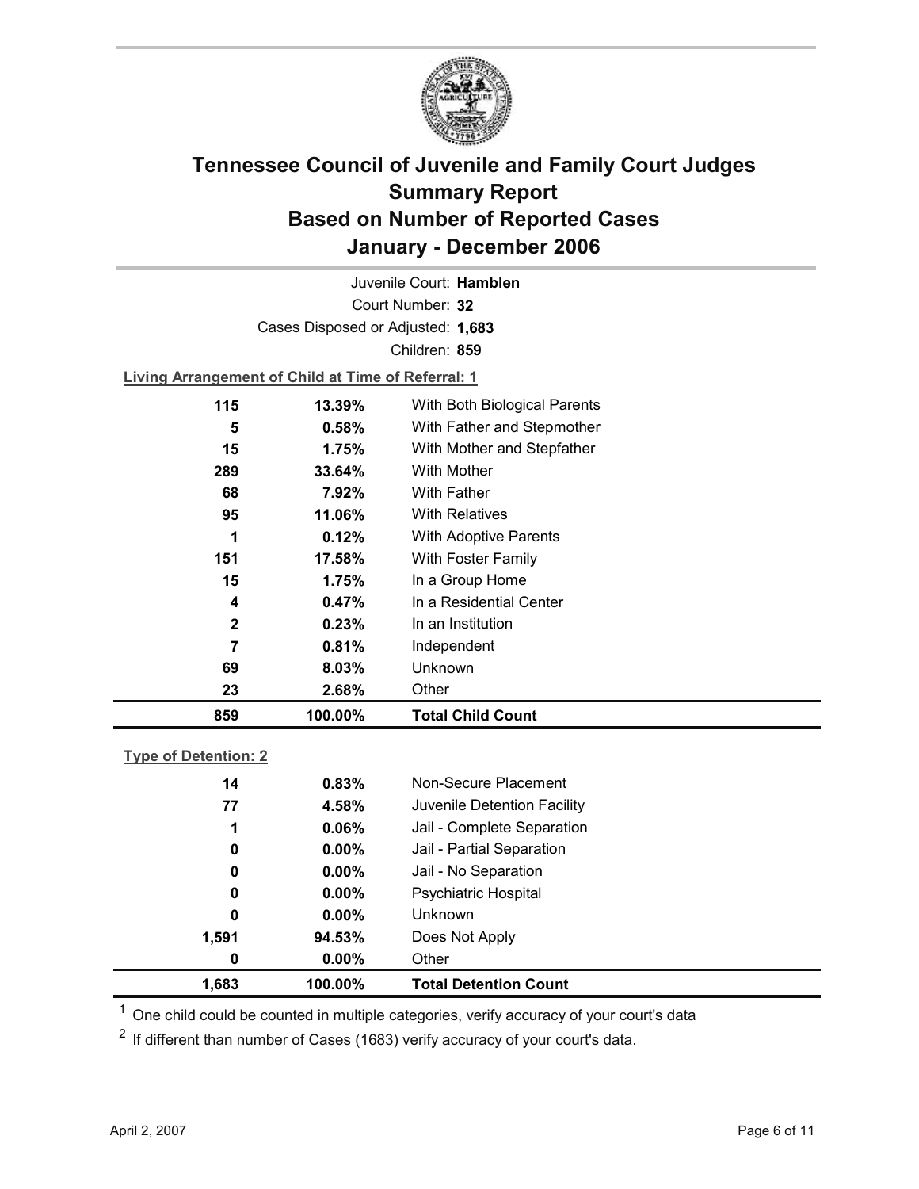# Tennessee Council of Juvenile and Family Court Judges
# Summary Report
# Based on Number of Reported Cases
# January - December 2006

Juvenile Court: **Hamblen**

Court Number: **32**

Cases Disposed or Adjusted: **1,683**

Children: **859**

**Living Arrangement of Child at Time of Referral: 1**

| Count | Percent | Living Arrangement |
|---|---|---|
| 115 | 13.39% | With Both Biological Parents |
| 5 | 0.58% | With Father and Stepmother |
| 15 | 1.75% | With Mother and Stepfather |
| 289 | 33.64% | With Mother |
| 68 | 7.92% | With Father |
| 95 | 11.06% | With Relatives |
| 1 | 0.12% | With Adoptive Parents |
| 151 | 17.58% | With Foster Family |
| 15 | 1.75% | In a Group Home |
| 4 | 0.47% | In a Residential Center |
| 2 | 0.23% | In an Institution |
| 7 | 0.81% | Independent |
| 69 | 8.03% | Unknown |
| 23 | 2.68% | Other |
| **859** | **100.00%** | **Total Child Count** |

**Type of Detention: 2**

| Count | Percent | Type of Detention |
|---|---|---|
| 14 | 0.83% | Non-Secure Placement |
| 77 | 4.58% | Juvenile Detention Facility |
| 1 | 0.06% | Jail - Complete Separation |
| 0 | 0.00% | Jail - Partial Separation |
| 0 | 0.00% | Jail - No Separation |
| 0 | 0.00% | Psychiatric Hospital |
| 0 | 0.00% | Unknown |
| 1,591 | 94.53% | Does Not Apply |
| 0 | 0.00% | Other |
| **1,683** | **100.00%** | **Total Detention Count** |

[1] One child could be counted in multiple categories, verify accuracy of your court's data

[2] If different than number of Cases (1683) verify accuracy of your court's data.

April 2, 2007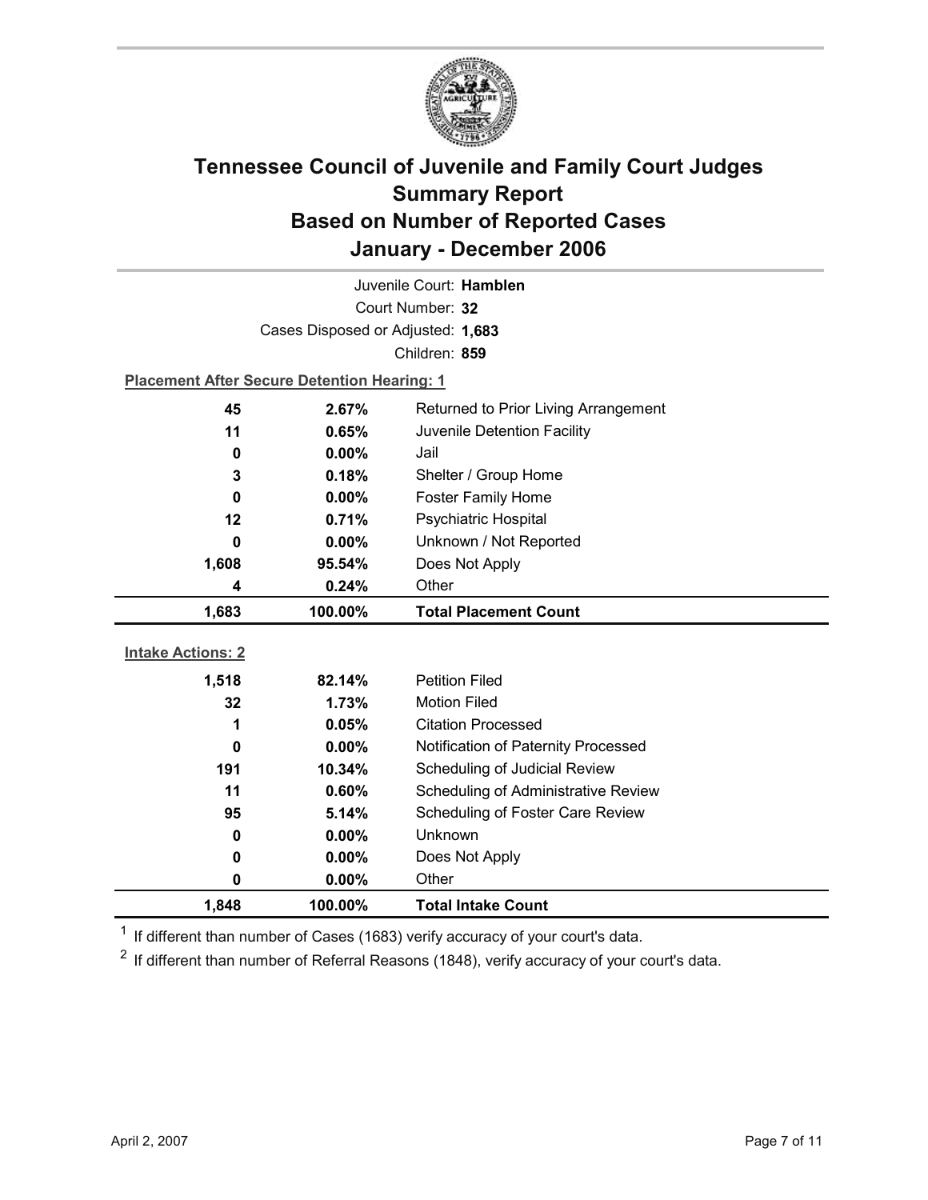# Tennessee Council of Juvenile and Family Court Judges
## Summary Report
## Based on Number of Reported Cases
## January - December 2006

Juvenile Court: **Hamblen**
Court Number: **32**
Cases Disposed or Adjusted: **1,683**
Children: **859**

**Placement After Secure Detention Hearing: 1**

| | | |
|---|---|---|
| 45 | 2.67% | Returned to Prior Living Arrangement |
| 11 | 0.65% | Juvenile Detention Facility |
| 0 | 0.00% | Jail |
| 3 | 0.18% | Shelter / Group Home |
| 0 | 0.00% | Foster Family Home |
| 12 | 0.71% | Psychiatric Hospital |
| 0 | 0.00% | Unknown / Not Reported |
| 1,608 | 95.54% | Does Not Apply |
| 4 | 0.24% | Other |
| **1,683** | **100.00%** | **Total Placement Count** |

**Intake Actions: 2**

| | | |
|---|---|---|
| 1,518 | 82.14% | Petition Filed |
| 32 | 1.73% | Motion Filed |
| 1 | 0.05% | Citation Processed |
| 0 | 0.00% | Notification of Paternity Processed |
| 191 | 10.34% | Scheduling of Judicial Review |
| 11 | 0.60% | Scheduling of Administrative Review |
| 95 | 5.14% | Scheduling of Foster Care Review |
| 0 | 0.00% | Unknown |
| 0 | 0.00% | Does Not Apply |
| 0 | 0.00% | Other |
| **1,848** | **100.00%** | **Total Intake Count** |

[1] If different than number of Cases (1683) verify accuracy of your court's data.

[2] If different than number of Referral Reasons (1848), verify accuracy of your court's data.

April 2, 2007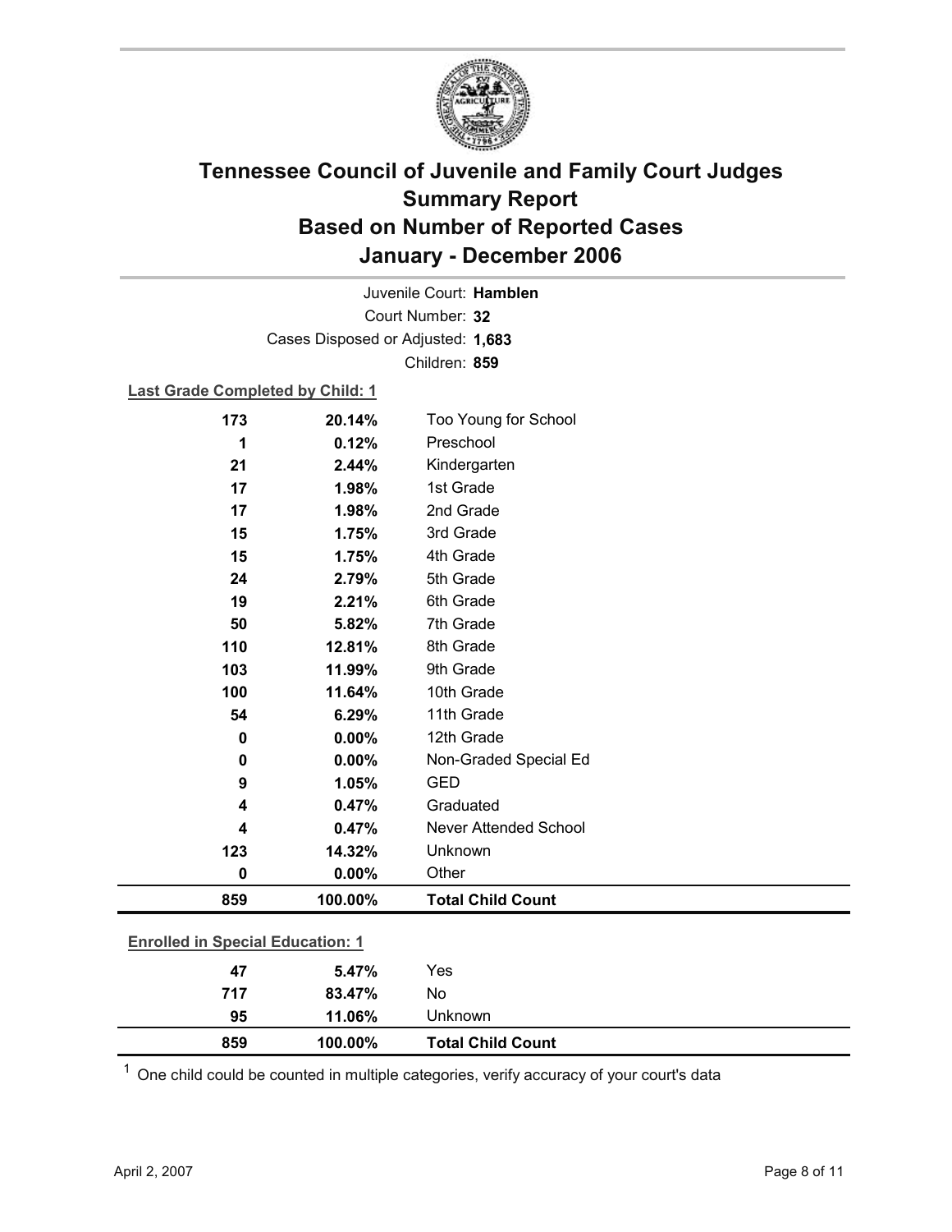# Tennessee Council of Juvenile and Family Court Judges
# Summary Report
# Based on Number of Reported Cases
# January - December 2006

Juvenile Court: **Hamblen**

Court Number: **32**

Cases Disposed or Adjusted: **1,683**

Children: **859**

**Last Grade Completed by Child: 1**

| Count | Percent | Category |
|---|---|---|
| 173 | 20.14% | Too Young for School |
| 1 | 0.12% | Preschool |
| 21 | 2.44% | Kindergarten |
| 17 | 1.98% | 1st Grade |
| 17 | 1.98% | 2nd Grade |
| 15 | 1.75% | 3rd Grade |
| 15 | 1.75% | 4th Grade |
| 24 | 2.79% | 5th Grade |
| 19 | 2.21% | 6th Grade |
| 50 | 5.82% | 7th Grade |
| 110 | 12.81% | 8th Grade |
| 103 | 11.99% | 9th Grade |
| 100 | 11.64% | 10th Grade |
| 54 | 6.29% | 11th Grade |
| 0 | 0.00% | 12th Grade |
| 0 | 0.00% | Non-Graded Special Ed |
| 9 | 1.05% | GED |
| 4 | 0.47% | Graduated |
| 4 | 0.47% | Never Attended School |
| 123 | 14.32% | Unknown |
| 0 | 0.00% | Other |
| **859** | **100.00%** | **Total Child Count** |

**Enrolled in Special Education: 1**

| Count | Percent | Category |
|---|---|---|
| 47 | 5.47% | Yes |
| 717 | 83.47% | No |
| 95 | 11.06% | Unknown |
| **859** | **100.00%** | **Total Child Count** |

[1] One child could be counted in multiple categories, verify accuracy of your court's data

April 2, 2007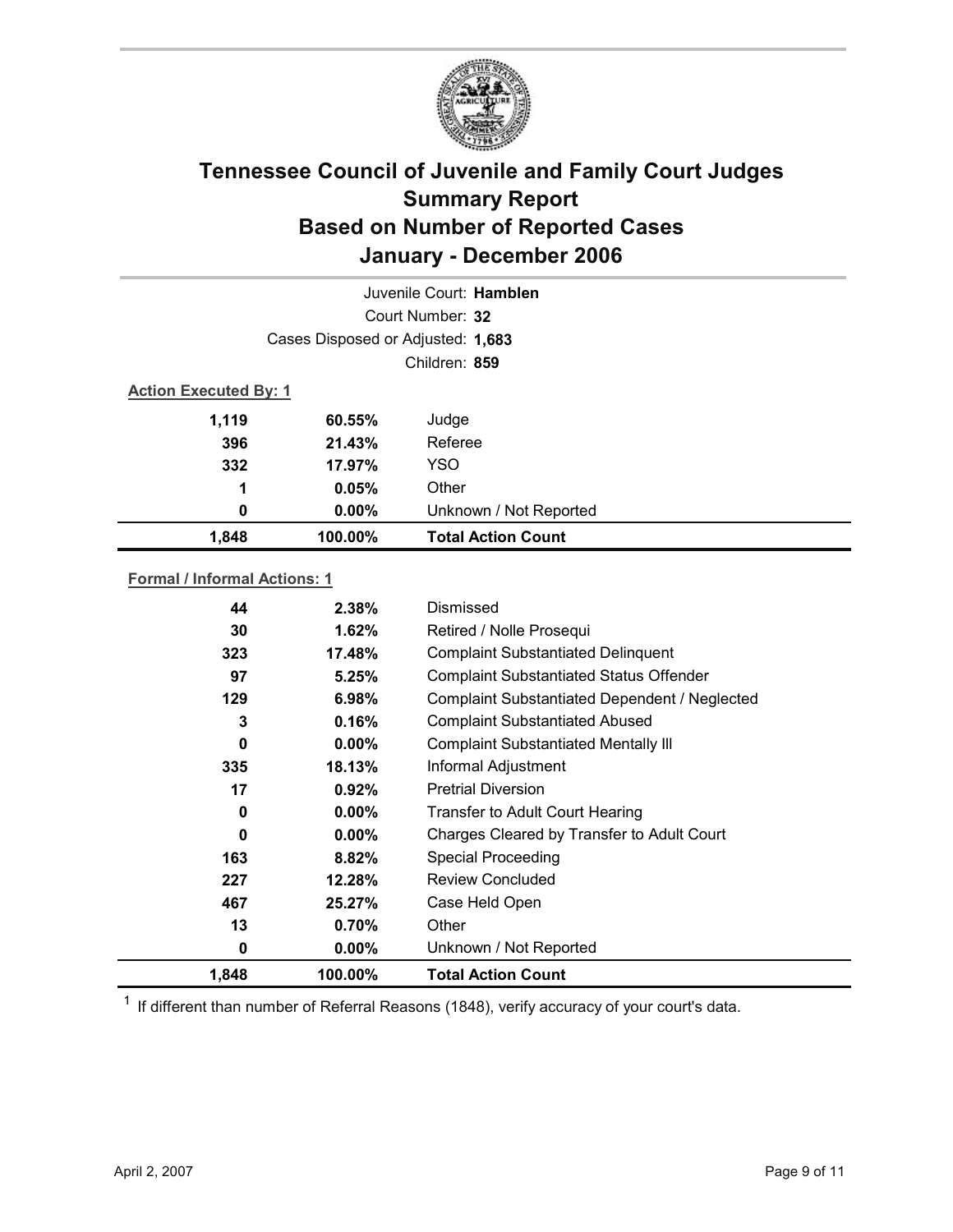# Tennessee Council of Juvenile and Family Court Judges Summary Report Based on Number of Reported Cases January - December 2006

Juvenile Court: **Hamblen**

Court Number: **32**

Cases Disposed or Adjusted: **1,683**

Children: **859**

**Action Executed By: 1**

| | | |
|---|---|---|
| **1,119** | **60.55%** | Judge |
| **396** | **21.43%** | Referee |
| **332** | **17.97%** | YSO |
| **1** | **0.05%** | Other |
| **0** | **0.00%** | Unknown / Not Reported |
| **1,848** | **100.00%** | **Total Action Count** |

**Formal / Informal Actions: 1**

| | | |
|---|---|---|
| **44** | **2.38%** | Dismissed |
| **30** | **1.62%** | Retired / Nolle Prosequi |
| **323** | **17.48%** | Complaint Substantiated Delinquent |
| **97** | **5.25%** | Complaint Substantiated Status Offender |
| **129** | **6.98%** | Complaint Substantiated Dependent / Neglected |
| **3** | **0.16%** | Complaint Substantiated Abused |
| **0** | **0.00%** | Complaint Substantiated Mentally Ill |
| **335** | **18.13%** | Informal Adjustment |
| **17** | **0.92%** | Pretrial Diversion |
| **0** | **0.00%** | Transfer to Adult Court Hearing |
| **0** | **0.00%** | Charges Cleared by Transfer to Adult Court |
| **163** | **8.82%** | Special Proceeding |
| **227** | **12.28%** | Review Concluded |
| **467** | **25.27%** | Case Held Open |
| **13** | **0.70%** | Other |
| **0** | **0.00%** | Unknown / Not Reported |
| **1,848** | **100.00%** | **Total Action Count** |

[1] If different than number of Referral Reasons (1848), verify accuracy of your court's data.

April 2, 2007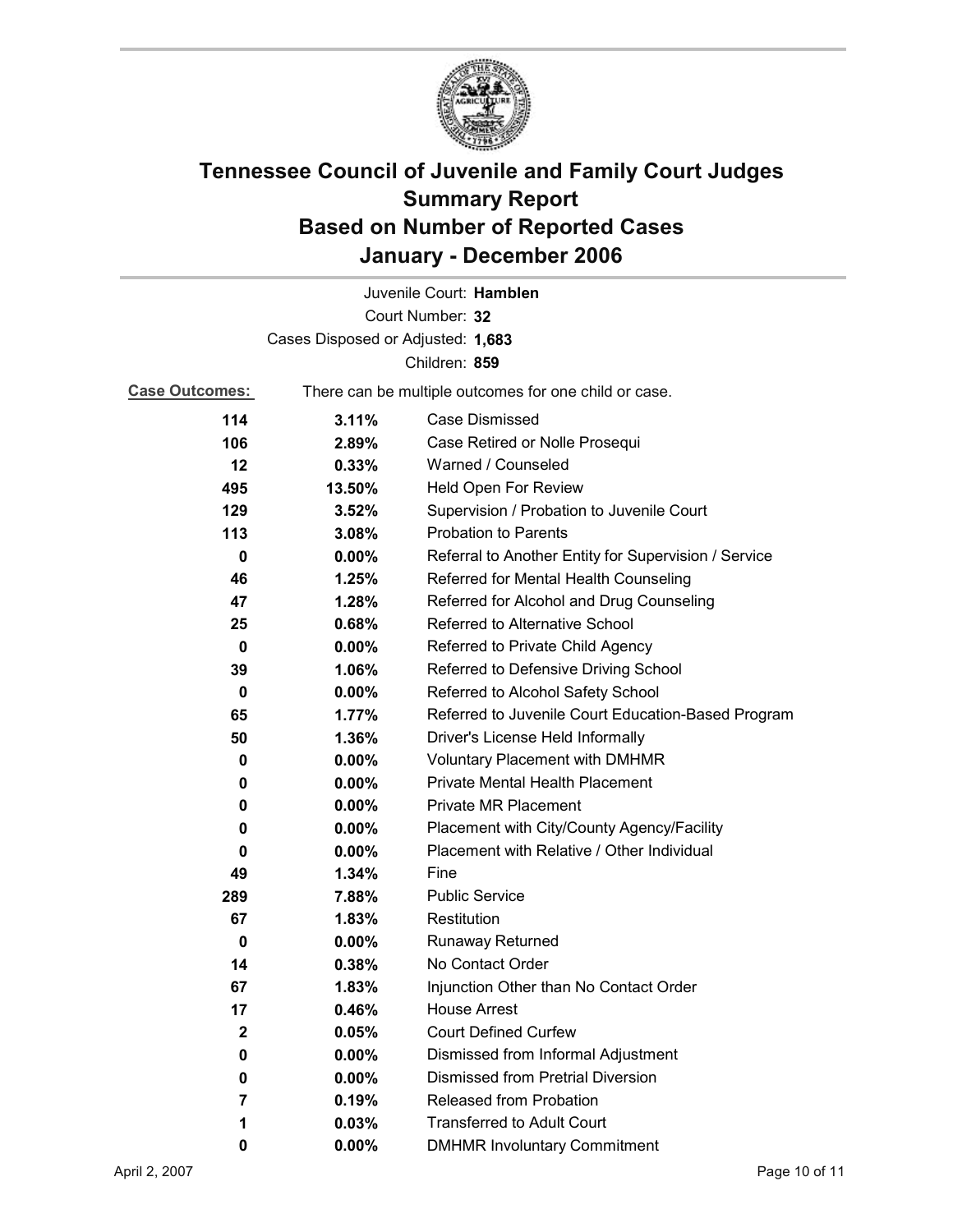# Tennessee Council of Juvenile and Family Court Judges
## Summary Report
## Based on Number of Reported Cases
## January - December 2006

Juvenile Court: **Hamblen**

Court Number: **32**

Cases Disposed or Adjusted: **1,683**

Children: **859**

**Case Outcomes:** There can be multiple outcomes for one child or case.

| Count | Percent | Outcome |
|---|---|---|
| 114 | 3.11% | Case Dismissed |
| 106 | 2.89% | Case Retired or Nolle Prosequi |
| 12 | 0.33% | Warned / Counseled |
| 495 | 13.50% | Held Open For Review |
| 129 | 3.52% | Supervision / Probation to Juvenile Court |
| 113 | 3.08% | Probation to Parents |
| 0 | 0.00% | Referral to Another Entity for Supervision / Service |
| 46 | 1.25% | Referred for Mental Health Counseling |
| 47 | 1.28% | Referred for Alcohol and Drug Counseling |
| 25 | 0.68% | Referred to Alternative School |
| 0 | 0.00% | Referred to Private Child Agency |
| 39 | 1.06% | Referred to Defensive Driving School |
| 0 | 0.00% | Referred to Alcohol Safety School |
| 65 | 1.77% | Referred to Juvenile Court Education-Based Program |
| 50 | 1.36% | Driver's License Held Informally |
| 0 | 0.00% | Voluntary Placement with DMHMR |
| 0 | 0.00% | Private Mental Health Placement |
| 0 | 0.00% | Private MR Placement |
| 0 | 0.00% | Placement with City/County Agency/Facility |
| 0 | 0.00% | Placement with Relative / Other Individual |
| 49 | 1.34% | Fine |
| 289 | 7.88% | Public Service |
| 67 | 1.83% | Restitution |
| 0 | 0.00% | Runaway Returned |
| 14 | 0.38% | No Contact Order |
| 67 | 1.83% | Injunction Other than No Contact Order |
| 17 | 0.46% | House Arrest |
| 2 | 0.05% | Court Defined Curfew |
| 0 | 0.00% | Dismissed from Informal Adjustment |
| 0 | 0.00% | Dismissed from Pretrial Diversion |
| 7 | 0.19% | Released from Probation |
| 1 | 0.03% | Transferred to Adult Court |
| 0 | 0.00% | DMHMR Involuntary Commitment |

April 2, 2007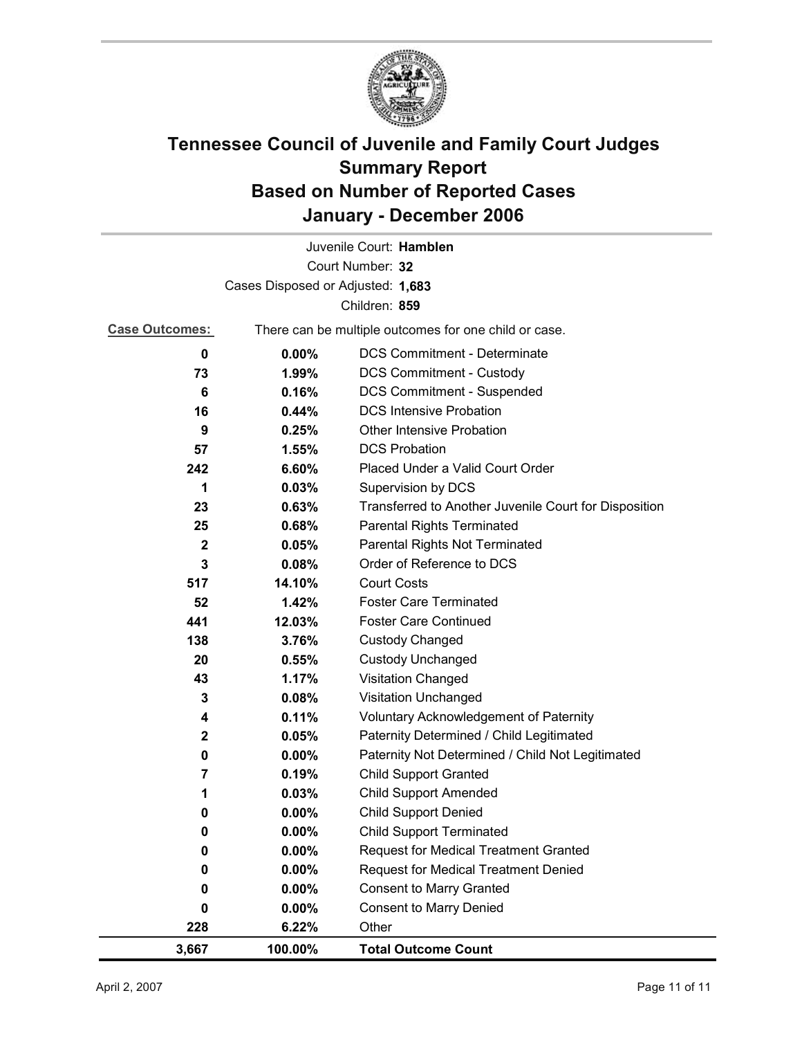# Tennessee Council of Juvenile and Family Court Judges
# Summary Report
# Based on Number of Reported Cases
# January - December 2006

Juvenile Court: **Hamblen**

Court Number: **32**

Cases Disposed or Adjusted: **1,683**

Children: **859**

**Case Outcomes:** There can be multiple outcomes for one child or case.

| | | |
|---|---|---|
| 0 | 0.00% | DCS Commitment - Determinate |
| 73 | 1.99% | DCS Commitment - Custody |
| 6 | 0.16% | DCS Commitment - Suspended |
| 16 | 0.44% | DCS Intensive Probation |
| 9 | 0.25% | Other Intensive Probation |
| 57 | 1.55% | DCS Probation |
| 242 | 6.60% | Placed Under a Valid Court Order |
| 1 | 0.03% | Supervision by DCS |
| 23 | 0.63% | Transferred to Another Juvenile Court for Disposition |
| 25 | 0.68% | Parental Rights Terminated |
| 2 | 0.05% | Parental Rights Not Terminated |
| 3 | 0.08% | Order of Reference to DCS |
| 517 | 14.10% | Court Costs |
| 52 | 1.42% | Foster Care Terminated |
| 441 | 12.03% | Foster Care Continued |
| 138 | 3.76% | Custody Changed |
| 20 | 0.55% | Custody Unchanged |
| 43 | 1.17% | Visitation Changed |
| 3 | 0.08% | Visitation Unchanged |
| 4 | 0.11% | Voluntary Acknowledgement of Paternity |
| 2 | 0.05% | Paternity Determined / Child Legitimated |
| 0 | 0.00% | Paternity Not Determined / Child Not Legitimated |
| 7 | 0.19% | Child Support Granted |
| 1 | 0.03% | Child Support Amended |
| 0 | 0.00% | Child Support Denied |
| 0 | 0.00% | Child Support Terminated |
| 0 | 0.00% | Request for Medical Treatment Granted |
| 0 | 0.00% | Request for Medical Treatment Denied |
| 0 | 0.00% | Consent to Marry Granted |
| 0 | 0.00% | Consent to Marry Denied |
| 228 | 6.22% | Other |
| **3,667** | **100.00%** | **Total Outcome Count** |

April 2, 2007